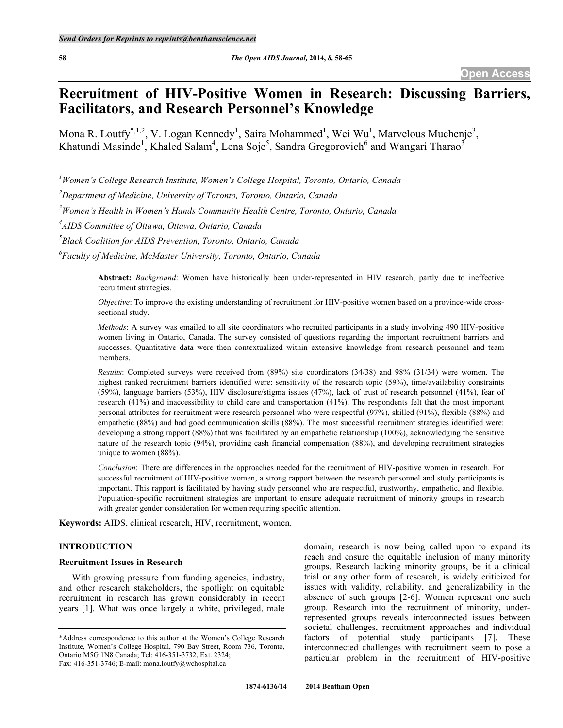# Recruitment of HIV-Positive Women in Research: Discussing Barriers, Facilitators, and Research Personnel's Knowledge

Mona R. Loutfy[*,1,2], V. Logan Kennedy[1], Saira Mohammed[1], Wei Wu[1], Marvelous Muchenje[3], Khatundi Masinde[1], Khaled Salam[4], Lena Soje[5], Sandra Gregorovich[6] and Wangari Tharao[3]

[1]*Women's College Research Institute, Women's College Hospital, Toronto, Ontario, Canada*

[2]*Department of Medicine, University of Toronto, Toronto, Ontario, Canada*

[3]*Women's Health in Women's Hands Community Health Centre, Toronto, Ontario, Canada*

[4]*AIDS Committee of Ottawa, Ottawa, Ontario, Canada*

[5]*Black Coalition for AIDS Prevention, Toronto, Ontario, Canada*

[6]*Faculty of Medicine, McMaster University, Toronto, Ontario, Canada*

**Abstract:** *Background*: Women have historically been under-represented in HIV research, partly due to ineffective recruitment strategies.

*Objective*: To improve the existing understanding of recruitment for HIV-positive women based on a province-wide cross-sectional study.

*Methods*: A survey was emailed to all site coordinators who recruited participants in a study involving 490 HIV-positive women living in Ontario, Canada. The survey consisted of questions regarding the important recruitment barriers and successes. Quantitative data were then contextualized within extensive knowledge from research personnel and team members.

*Results*: Completed surveys were received from (89%) site coordinators (34/38) and 98% (31/34) were women. The highest ranked recruitment barriers identified were: sensitivity of the research topic (59%), time/availability constraints (59%), language barriers (53%), HIV disclosure/stigma issues (47%), lack of trust of research personnel (41%), fear of research (41%) and inaccessibility to child care and transportation (41%). The respondents felt that the most important personal attributes for recruitment were research personnel who were respectful (97%), skilled (91%), flexible (88%) and empathetic (88%) and had good communication skills (88%). The most successful recruitment strategies identified were: developing a strong rapport (88%) that was facilitated by an empathetic relationship (100%), acknowledging the sensitive nature of the research topic (94%), providing cash financial compensation (88%), and developing recruitment strategies unique to women (88%).

*Conclusion*: There are differences in the approaches needed for the recruitment of HIV-positive women in research. For successful recruitment of HIV-positive women, a strong rapport between the research personnel and study participants is important. This rapport is facilitated by having study personnel who are respectful, trustworthy, empathetic, and flexible. Population-specific recruitment strategies are important to ensure adequate recruitment of minority groups in research with greater gender consideration for women requiring specific attention.

**Keywords:** AIDS, clinical research, HIV, recruitment, women.

## INTRODUCTION

### Recruitment Issues in Research

With growing pressure from funding agencies, industry, and other research stakeholders, the spotlight on equitable recruitment in research has grown considerably in recent years [1]. What was once largely a white, privileged, male domain, research is now being called upon to expand its reach and ensure the equitable inclusion of many minority groups. Research lacking minority groups, be it a clinical trial or any other form of research, is widely criticized for issues with validity, reliability, and generalizability in the absence of such groups [2-6]. Women represent one such group. Research into the recruitment of minority, under-represented groups reveals interconnected issues between societal challenges, recruitment approaches and individual factors of potential study participants [7]. These interconnected challenges with recruitment seem to pose a particular problem in the recruitment of HIV-positive

*Address correspondence to this author at the Women's College Research Institute, Women's College Hospital, 790 Bay Street, Room 736, Toronto, Ontario M5G 1N8 Canada; Tel: 416-351-3732, Ext. 2324; Fax: 416-351-3746; E-mail: mona.loutfy@wchospital.ca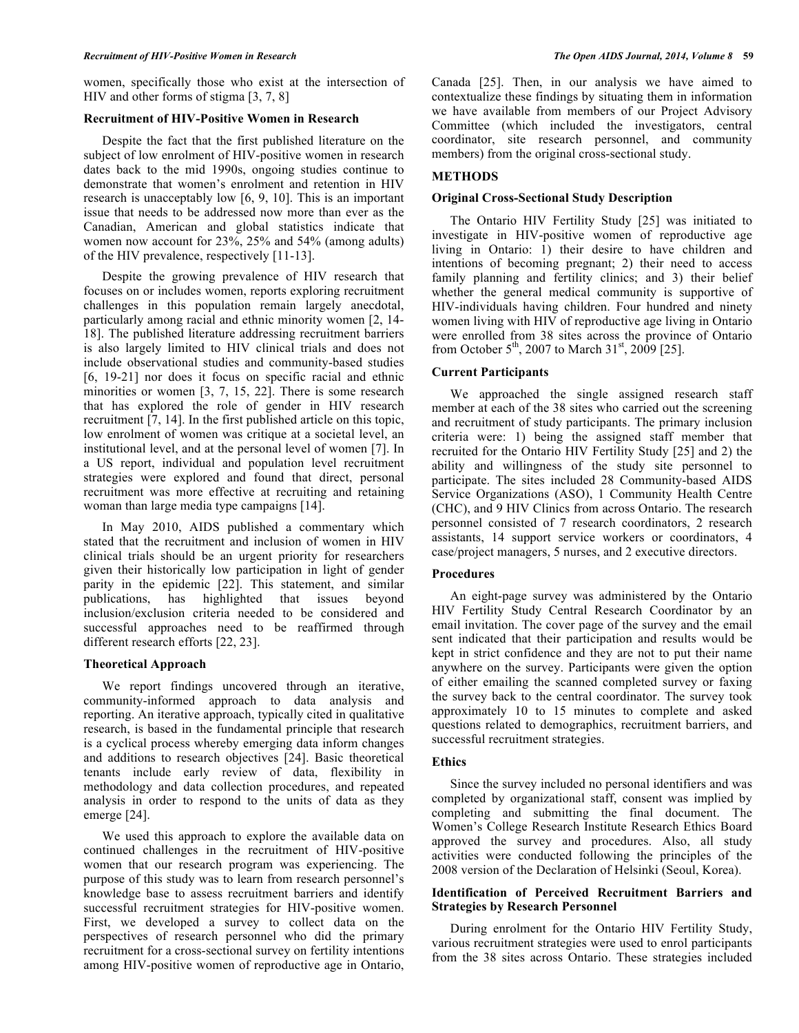women, specifically those who exist at the intersection of HIV and other forms of stigma [3, 7, 8]

### Recruitment of HIV-Positive Women in Research

Despite the fact that the first published literature on the subject of low enrolment of HIV-positive women in research dates back to the mid 1990s, ongoing studies continue to demonstrate that women's enrolment and retention in HIV research is unacceptably low [6, 9, 10]. This is an important issue that needs to be addressed now more than ever as the Canadian, American and global statistics indicate that women now account for 23%, 25% and 54% (among adults) of the HIV prevalence, respectively [11-13].

Despite the growing prevalence of HIV research that focuses on or includes women, reports exploring recruitment challenges in this population remain largely anecdotal, particularly among racial and ethnic minority women [2, 14-18]. The published literature addressing recruitment barriers is also largely limited to HIV clinical trials and does not include observational studies and community-based studies [6, 19-21] nor does it focus on specific racial and ethnic minorities or women [3, 7, 15, 22]. There is some research that has explored the role of gender in HIV research recruitment [7, 14]. In the first published article on this topic, low enrolment of women was critique at a societal level, an institutional level, and at the personal level of women [7]. In a US report, individual and population level recruitment strategies were explored and found that direct, personal recruitment was more effective at recruiting and retaining woman than large media type campaigns [14].

In May 2010, AIDS published a commentary which stated that the recruitment and inclusion of women in HIV clinical trials should be an urgent priority for researchers given their historically low participation in light of gender parity in the epidemic [22]. This statement, and similar publications, has highlighted that issues beyond inclusion/exclusion criteria needed to be considered and successful approaches need to be reaffirmed through different research efforts [22, 23].

### Theoretical Approach

We report findings uncovered through an iterative, community-informed approach to data analysis and reporting. An iterative approach, typically cited in qualitative research, is based in the fundamental principle that research is a cyclical process whereby emerging data inform changes and additions to research objectives [24]. Basic theoretical tenants include early review of data, flexibility in methodology and data collection procedures, and repeated analysis in order to respond to the units of data as they emerge [24].

We used this approach to explore the available data on continued challenges in the recruitment of HIV-positive women that our research program was experiencing. The purpose of this study was to learn from research personnel's knowledge base to assess recruitment barriers and identify successful recruitment strategies for HIV-positive women. First, we developed a survey to collect data on the perspectives of research personnel who did the primary recruitment for a cross-sectional survey on fertility intentions among HIV-positive women of reproductive age in Ontario, Canada [25]. Then, in our analysis we have aimed to contextualize these findings by situating them in information we have available from members of our Project Advisory Committee (which included the investigators, central coordinator, site research personnel, and community members) from the original cross-sectional study.

## METHODS

### Original Cross-Sectional Study Description

The Ontario HIV Fertility Study [25] was initiated to investigate in HIV-positive women of reproductive age living in Ontario: 1) their desire to have children and intentions of becoming pregnant; 2) their need to access family planning and fertility clinics; and 3) their belief whether the general medical community is supportive of HIV-individuals having children. Four hundred and ninety women living with HIV of reproductive age living in Ontario were enrolled from 38 sites across the province of Ontario from October 5th, 2007 to March 31st, 2009 [25].

### Current Participants

We approached the single assigned research staff member at each of the 38 sites who carried out the screening and recruitment of study participants. The primary inclusion criteria were: 1) being the assigned staff member that recruited for the Ontario HIV Fertility Study [25] and 2) the ability and willingness of the study site personnel to participate. The sites included 28 Community-based AIDS Service Organizations (ASO), 1 Community Health Centre (CHC), and 9 HIV Clinics from across Ontario. The research personnel consisted of 7 research coordinators, 2 research assistants, 14 support service workers or coordinators, 4 case/project managers, 5 nurses, and 2 executive directors.

### Procedures

An eight-page survey was administered by the Ontario HIV Fertility Study Central Research Coordinator by an email invitation. The cover page of the survey and the email sent indicated that their participation and results would be kept in strict confidence and they are not to put their name anywhere on the survey. Participants were given the option of either emailing the scanned completed survey or faxing the survey back to the central coordinator. The survey took approximately 10 to 15 minutes to complete and asked questions related to demographics, recruitment barriers, and successful recruitment strategies.

### Ethics

Since the survey included no personal identifiers and was completed by organizational staff, consent was implied by completing and submitting the final document. The Women's College Research Institute Research Ethics Board approved the survey and procedures. Also, all study activities were conducted following the principles of the 2008 version of the Declaration of Helsinki (Seoul, Korea).

### Identification of Perceived Recruitment Barriers and Strategies by Research Personnel

During enrolment for the Ontario HIV Fertility Study, various recruitment strategies were used to enrol participants from the 38 sites across Ontario. These strategies included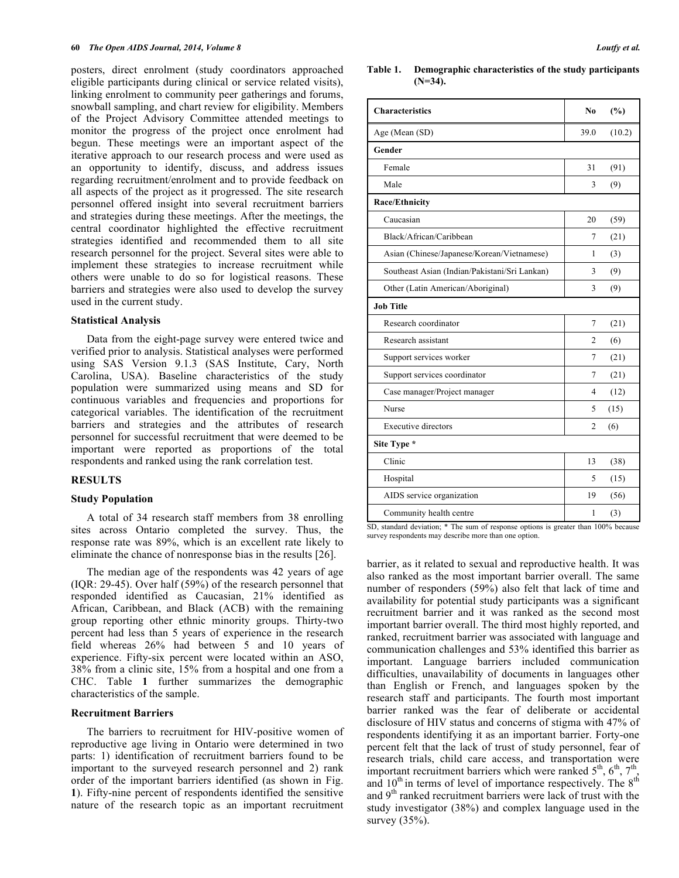posters, direct enrolment (study coordinators approached eligible participants during clinical or service related visits), linking enrolment to community peer gatherings and forums, snowball sampling, and chart review for eligibility. Members of the Project Advisory Committee attended meetings to monitor the progress of the project once enrolment had begun. These meetings were an important aspect of the iterative approach to our research process and were used as an opportunity to identify, discuss, and address issues regarding recruitment/enrolment and to provide feedback on all aspects of the project as it progressed. The site research personnel offered insight into several recruitment barriers and strategies during these meetings. After the meetings, the central coordinator highlighted the effective recruitment strategies identified and recommended them to all site research personnel for the project. Several sites were able to implement these strategies to increase recruitment while others were unable to do so for logistical reasons. These barriers and strategies were also used to develop the survey used in the current study.

### Statistical Analysis

Data from the eight-page survey were entered twice and verified prior to analysis. Statistical analyses were performed using SAS Version 9.1.3 (SAS Institute, Cary, North Carolina, USA). Baseline characteristics of the study population were summarized using means and SD for continuous variables and frequencies and proportions for categorical variables. The identification of the recruitment barriers and strategies and the attributes of research personnel for successful recruitment that were deemed to be important were reported as proportions of the total respondents and ranked using the rank correlation test.

## RESULTS

### Study Population

A total of 34 research staff members from 38 enrolling sites across Ontario completed the survey. Thus, the response rate was 89%, which is an excellent rate likely to eliminate the chance of nonresponse bias in the results [26].

The median age of the respondents was 42 years of age (IQR: 29-45). Over half (59%) of the research personnel that responded identified as Caucasian, 21% identified as African, Caribbean, and Black (ACB) with the remaining group reporting other ethnic minority groups. Thirty-two percent had less than 5 years of experience in the research field whereas 26% had between 5 and 10 years of experience. Fifty-six percent were located within an ASO, 38% from a clinic site, 15% from a hospital and one from a CHC. Table **1** further summarizes the demographic characteristics of the sample.

**Table 1. Demographic characteristics of the study participants (N=34).**

| Characteristics | No | (%) |
|---|---|---|
| Age (Mean (SD) | 39.0 | (10.2) |
| **Gender** | | |
| Female | 31 | (91) |
| Male | 3 | (9) |
| **Race/Ethnicity** | | |
| Caucasian | 20 | (59) |
| Black/African/Caribbean | 7 | (21) |
| Asian (Chinese/Japanese/Korean/Vietnamese) | 1 | (3) |
| Southeast Asian (Indian/Pakistani/Sri Lankan) | 3 | (9) |
| Other (Latin American/Aboriginal) | 3 | (9) |
| **Job Title** | | |
| Research coordinator | 7 | (21) |
| Research assistant | 2 | (6) |
| Support services worker | 7 | (21) |
| Support services coordinator | 7 | (21) |
| Case manager/Project manager | 4 | (12) |
| Nurse | 5 | (15) |
| Executive directors | 2 | (6) |
| **Site Type** * | | |
| Clinic | 13 | (38) |
| Hospital | 5 | (15) |
| AIDS service organization | 19 | (56) |
| Community health centre | 1 | (3) |

SD, standard deviation; * The sum of response options is greater than 100% because survey respondents may describe more than one option.

### Recruitment Barriers

The barriers to recruitment for HIV-positive women of reproductive age living in Ontario were determined in two parts: 1) identification of recruitment barriers found to be important to the surveyed research personnel and 2) rank order of the important barriers identified (as shown in Fig. **1**). Fifty-nine percent of respondents identified the sensitive nature of the research topic as an important recruitment barrier, as it related to sexual and reproductive health. It was also ranked as the most important barrier overall. The same number of responders (59%) also felt that lack of time and availability for potential study participants was a significant recruitment barrier and it was ranked as the second most important barrier overall. The third most highly reported, and ranked, recruitment barrier was associated with language and communication challenges and 53% identified this barrier as important. Language barriers included communication difficulties, unavailability of documents in languages other than English or French, and languages spoken by the research staff and participants. The fourth most important barrier ranked was the fear of deliberate or accidental disclosure of HIV status and concerns of stigma with 47% of respondents identifying it as an important barrier. Forty-one percent felt that the lack of trust of study personnel, fear of research trials, child care access, and transportation were important recruitment barriers which were ranked 5th, 6th, 7th, and 10th in terms of level of importance respectively. The 8th and 9th ranked recruitment barriers were lack of trust with the study investigator (38%) and complex language used in the survey (35%).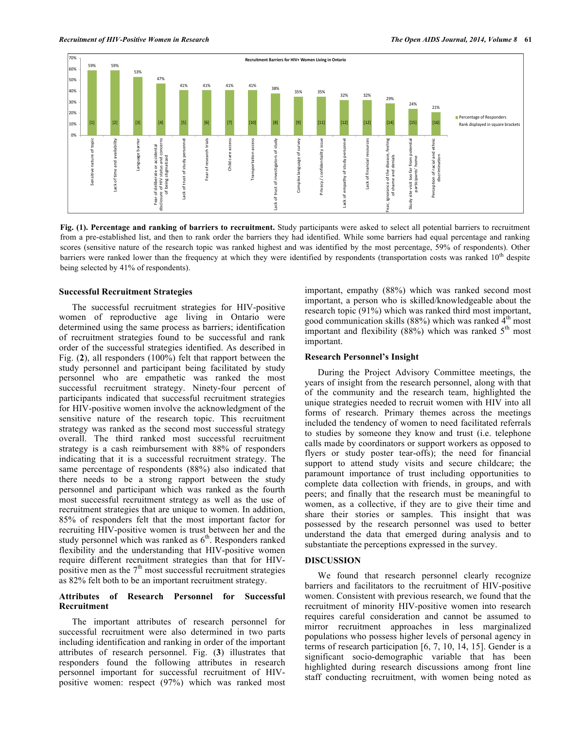Recruitment Barriers for HIV+ Women Living in Ontario

| Barrier | Percentage of Responders | Rank |
| --- | --- | --- |
| Sensitive nature of topic | 59% | [1] |
| Lack of time and availability | 59% | [2] |
| Language barrier | 53% | [3] |
| Fear of deliberate or accidental disclosure of HIV status and concerns of being stigmatized | 47% | [4] |
| Lack of trust of study personnel | 41% | [5] |
| Fear of research trials | 41% | [6] |
| Child care access | 41% | [7] |
| Transportation access | 41% | [10] |
| Lack of trust of investigators of study | 38% | [8] |
| Complex language of survey | 35% | [9] |
| Privacy / confidentiality issue | 35% | [11] |
| Lack of empathy of study personnel | 32% | [12] |
| Lack of financial resources | 32% | [12] |
| Fear, ignorance of the disease, feeling of shame and denials | 29% | [14] |
| Study site visit too far from potential participants' home | 24% | [15] |
| Perception of racial and ethnic discrimination | 21% | [16] |

Percentage of Responders; Rank displayed in square brackets

**Fig. (1). Percentage and ranking of barriers to recruitment.** Study participants were asked to select all potential barriers to recruitment from a pre-established list, and then to rank order the barriers they had identified. While some barriers had equal percentage and ranking scores (sensitive nature of the research topic was ranked highest and was identified by the most percentage, 59% of respondents). Other barriers were ranked lower than the frequency at which they were identified by respondents (transportation costs was ranked 10th despite being selected by 41% of respondents).

### Successful Recruitment Strategies

The successful recruitment strategies for HIV-positive women of reproductive age living in Ontario were determined using the same process as barriers; identification of recruitment strategies found to be successful and rank order of the successful strategies identified. As described in Fig. (**2**), all responders (100%) felt that rapport between the study personnel and participant being facilitated by study personnel who are empathetic was ranked the most successful recruitment strategy. Ninety-four percent of participants indicated that successful recruitment strategies for HIV-positive women involve the acknowledgment of the sensitive nature of the research topic. This recruitment strategy was ranked as the second most successful strategy overall. The third ranked most successful recruitment strategy is a cash reimbursement with 88% of responders indicating that it is a successful recruitment strategy. The same percentage of respondents (88%) also indicated that there needs to be a strong rapport between the study personnel and participant which was ranked as the fourth most successful recruitment strategy as well as the use of recruitment strategies that are unique to women. In addition, 85% of responders felt that the most important factor for recruiting HIV-positive women is trust between her and the study personnel which was ranked as 6th. Responders ranked flexibility and the understanding that HIV-positive women require different recruitment strategies than that for HIV-positive men as the 7th most successful recruitment strategies as 82% felt both to be an important recruitment strategy.

### Attributes of Research Personnel for Successful Recruitment

The important attributes of research personnel for successful recruitment were also determined in two parts including identification and ranking in order of the important attributes of research personnel. Fig. (**3**) illustrates that responders found the following attributes in research personnel important for successful recruitment of HIV-positive women: respect (97%) which was ranked most important, empathy (88%) which was ranked second most important, a person who is skilled/knowledgeable about the research topic (91%) which was ranked third most important, good communication skills (88%) which was ranked 4th most important and flexibility (88%) which was ranked 5th most important.

### Research Personnel's Insight

During the Project Advisory Committee meetings, the years of insight from the research personnel, along with that of the community and the research team, highlighted the unique strategies needed to recruit women with HIV into all forms of research. Primary themes across the meetings included the tendency of women to need facilitated referrals to studies by someone they know and trust (i.e. telephone calls made by coordinators or support workers as opposed to flyers or study poster tear-offs); the need for financial support to attend study visits and secure childcare; the paramount importance of trust including opportunities to complete data collection with friends, in groups, and with peers; and finally that the research must be meaningful to women, as a collective, if they are to give their time and share their stories or samples. This insight that was possessed by the research personnel was used to better understand the data that emerged during analysis and to substantiate the perceptions expressed in the survey.

## DISCUSSION

We found that research personnel clearly recognize barriers and facilitators to the recruitment of HIV-positive women. Consistent with previous research, we found that the recruitment of minority HIV-positive women into research requires careful consideration and cannot be assumed to mirror recruitment approaches in less marginalized populations who possess higher levels of personal agency in terms of research participation [6, 7, 10, 14, 15]. Gender is a significant socio-demographic variable that has been highlighted during research discussions among front line staff conducting recruitment, with women being noted as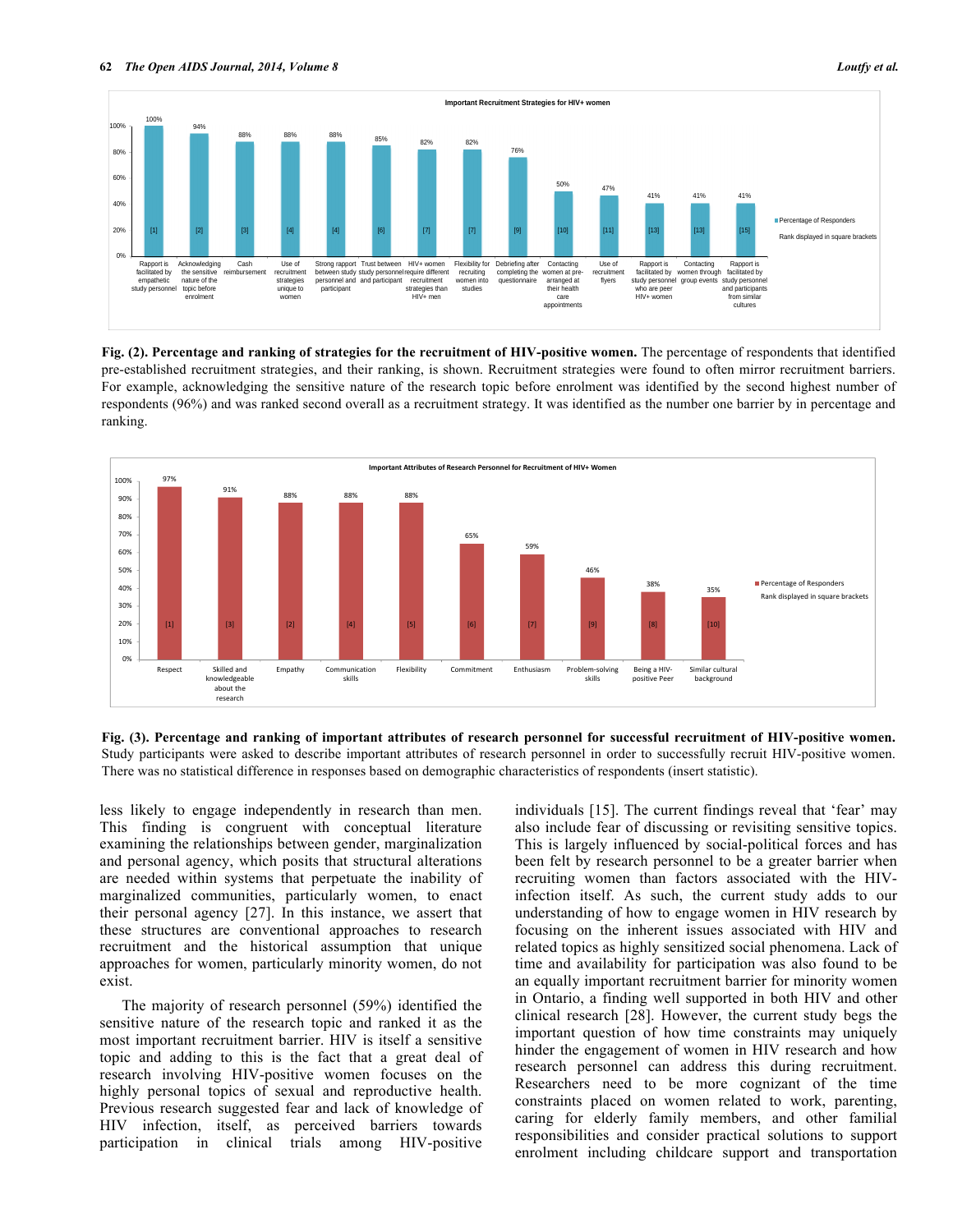**Important Recruitment Strategies for HIV+ women**

| Strategy | Percentage of Responders | Rank |
|---|---|---|
| Rapport is facilitated by empathetic study personnel | 100% | [1] |
| Acknowledging the sensitive nature of the topic before enrolment | 94% | [2] |
| Cash reimbursement | 88% | [3] |
| Use of recruitment strategies unique to women | 88% | [4] |
| Strong rapport between study personnel and participant | 88% | [4] |
| Trust between study personnel and participant | 85% | [6] |
| HIV+ women require different recruitment strategies than HIV+ men | 82% | [7] |
| Flexibility for recruiting women into studies | 82% | [7] |
| Debriefing after completing the questionnaire | 76% | [9] |
| Contacting women at pre-arranged at their health care appointments | 50% | [10] |
| Use of recruitment flyers | 47% | [11] |
| Rapport is facilitated by study personnel who are peer HIV+ women | 41% | [13] |
| Contacting women through group events | 41% | [13] |
| Rapport is facilitated by study personnel and participants from similar cultures | 41% | [15] |

**Fig. (2). Percentage and ranking of strategies for the recruitment of HIV-positive women.** The percentage of respondents that identified pre-established recruitment strategies, and their ranking, is shown. Recruitment strategies were found to often mirror recruitment barriers. For example, acknowledging the sensitive nature of the research topic before enrolment was identified by the second highest number of respondents (96%) and was ranked second overall as a recruitment strategy. It was identified as the number one barrier by in percentage and ranking.

**Important Attributes of Research Personnel for Recruitment of HIV+ Women**

| Attribute | Percentage of Responders | Rank |
|---|---|---|
| Respect | 97% | [1] |
| Skilled and knowledgeable about the research | 91% | [3] |
| Empathy | 88% | [2] |
| Communication skills | 88% | [4] |
| Flexibility | 88% | [5] |
| Commitment | 65% | [6] |
| Enthusiasm | 59% | [7] |
| Problem-solving skills | 46% | [9] |
| Being a HIV-positive Peer | 38% | [8] |
| Similar cultural background | 35% | [10] |

**Fig. (3). Percentage and ranking of important attributes of research personnel for successful recruitment of HIV-positive women.** Study participants were asked to describe important attributes of research personnel in order to successfully recruit HIV-positive women. There was no statistical difference in responses based on demographic characteristics of respondents (insert statistic).

less likely to engage independently in research than men. This finding is congruent with conceptual literature examining the relationships between gender, marginalization and personal agency, which posits that structural alterations are needed within systems that perpetuate the inability of marginalized communities, particularly women, to enact their personal agency [27]. In this instance, we assert that these structures are conventional approaches to research recruitment and the historical assumption that unique approaches for women, particularly minority women, do not exist.

The majority of research personnel (59%) identified the sensitive nature of the research topic and ranked it as the most important recruitment barrier. HIV is itself a sensitive topic and adding to this is the fact that a great deal of research involving HIV-positive women focuses on the highly personal topics of sexual and reproductive health. Previous research suggested fear and lack of knowledge of HIV infection, itself, as perceived barriers towards participation in clinical trials among HIV-positive individuals [15]. The current findings reveal that 'fear' may also include fear of discussing or revisiting sensitive topics. This is largely influenced by social-political forces and has been felt by research personnel to be a greater barrier when recruiting women than factors associated with the HIV-infection itself. As such, the current study adds to our understanding of how to engage women in HIV research by focusing on the inherent issues associated with HIV and related topics as highly sensitized social phenomena. Lack of time and availability for participation was also found to be an equally important recruitment barrier for minority women in Ontario, a finding well supported in both HIV and other clinical research [28]. However, the current study begs the important question of how time constraints may uniquely hinder the engagement of women in HIV research and how research personnel can address this during recruitment. Researchers need to be more cognizant of the time constraints placed on women related to work, parenting, caring for elderly family members, and other familial responsibilities and consider practical solutions to support enrolment including childcare support and transportation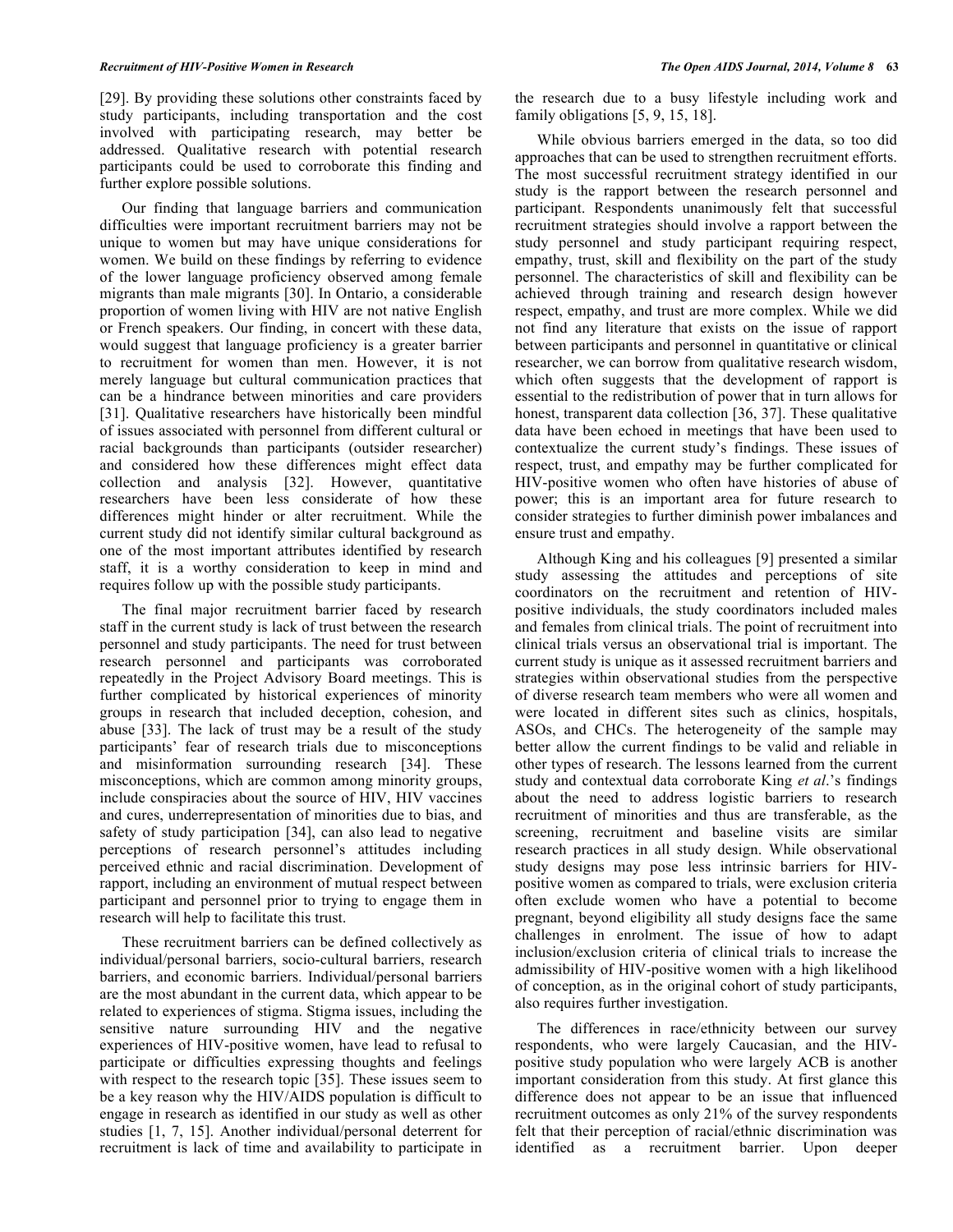[29]. By providing these solutions other constraints faced by study participants, including transportation and the cost involved with participating research, may better be addressed. Qualitative research with potential research participants could be used to corroborate this finding and further explore possible solutions.

Our finding that language barriers and communication difficulties were important recruitment barriers may not be unique to women but may have unique considerations for women. We build on these findings by referring to evidence of the lower language proficiency observed among female migrants than male migrants [30]. In Ontario, a considerable proportion of women living with HIV are not native English or French speakers. Our finding, in concert with these data, would suggest that language proficiency is a greater barrier to recruitment for women than men. However, it is not merely language but cultural communication practices that can be a hindrance between minorities and care providers [31]. Qualitative researchers have historically been mindful of issues associated with personnel from different cultural or racial backgrounds than participants (outsider researcher) and considered how these differences might effect data collection and analysis [32]. However, quantitative researchers have been less considerate of how these differences might hinder or alter recruitment. While the current study did not identify similar cultural background as one of the most important attributes identified by research staff, it is a worthy consideration to keep in mind and requires follow up with the possible study participants.

The final major recruitment barrier faced by research staff in the current study is lack of trust between the research personnel and study participants. The need for trust between research personnel and participants was corroborated repeatedly in the Project Advisory Board meetings. This is further complicated by historical experiences of minority groups in research that included deception, cohesion, and abuse [33]. The lack of trust may be a result of the study participants' fear of research trials due to misconceptions and misinformation surrounding research [34]. These misconceptions, which are common among minority groups, include conspiracies about the source of HIV, HIV vaccines and cures, underrepresentation of minorities due to bias, and safety of study participation [34], can also lead to negative perceptions of research personnel's attitudes including perceived ethnic and racial discrimination. Development of rapport, including an environment of mutual respect between participant and personnel prior to trying to engage them in research will help to facilitate this trust.

These recruitment barriers can be defined collectively as individual/personal barriers, socio-cultural barriers, research barriers, and economic barriers. Individual/personal barriers are the most abundant in the current data, which appear to be related to experiences of stigma. Stigma issues, including the sensitive nature surrounding HIV and the negative experiences of HIV-positive women, have lead to refusal to participate or difficulties expressing thoughts and feelings with respect to the research topic [35]. These issues seem to be a key reason why the HIV/AIDS population is difficult to engage in research as identified in our study as well as other studies [1, 7, 15]. Another individual/personal deterrent for recruitment is lack of time and availability to participate in the research due to a busy lifestyle including work and family obligations [5, 9, 15, 18].

While obvious barriers emerged in the data, so too did approaches that can be used to strengthen recruitment efforts. The most successful recruitment strategy identified in our study is the rapport between the research personnel and participant. Respondents unanimously felt that successful recruitment strategies should involve a rapport between the study personnel and study participant requiring respect, empathy, trust, skill and flexibility on the part of the study personnel. The characteristics of skill and flexibility can be achieved through training and research design however respect, empathy, and trust are more complex. While we did not find any literature that exists on the issue of rapport between participants and personnel in quantitative or clinical researcher, we can borrow from qualitative research wisdom, which often suggests that the development of rapport is essential to the redistribution of power that in turn allows for honest, transparent data collection [36, 37]. These qualitative data have been echoed in meetings that have been used to contextualize the current study's findings. These issues of respect, trust, and empathy may be further complicated for HIV-positive women who often have histories of abuse of power; this is an important area for future research to consider strategies to further diminish power imbalances and ensure trust and empathy.

Although King and his colleagues [9] presented a similar study assessing the attitudes and perceptions of site coordinators on the recruitment and retention of HIV-positive individuals, the study coordinators included males and females from clinical trials. The point of recruitment into clinical trials versus an observational trial is important. The current study is unique as it assessed recruitment barriers and strategies within observational studies from the perspective of diverse research team members who were all women and were located in different sites such as clinics, hospitals, ASOs, and CHCs. The heterogeneity of the sample may better allow the current findings to be valid and reliable in other types of research. The lessons learned from the current study and contextual data corroborate King *et al*.'s findings about the need to address logistic barriers to research recruitment of minorities and thus are transferable, as the screening, recruitment and baseline visits are similar research practices in all study design. While observational study designs may pose less intrinsic barriers for HIV-positive women as compared to trials, were exclusion criteria often exclude women who have a potential to become pregnant, beyond eligibility all study designs face the same challenges in enrolment. The issue of how to adapt inclusion/exclusion criteria of clinical trials to increase the admissibility of HIV-positive women with a high likelihood of conception, as in the original cohort of study participants, also requires further investigation.

The differences in race/ethnicity between our survey respondents, who were largely Caucasian, and the HIV-positive study population who were largely ACB is another important consideration from this study. At first glance this difference does not appear to be an issue that influenced recruitment outcomes as only 21% of the survey respondents felt that their perception of racial/ethnic discrimination was identified as a recruitment barrier. Upon deeper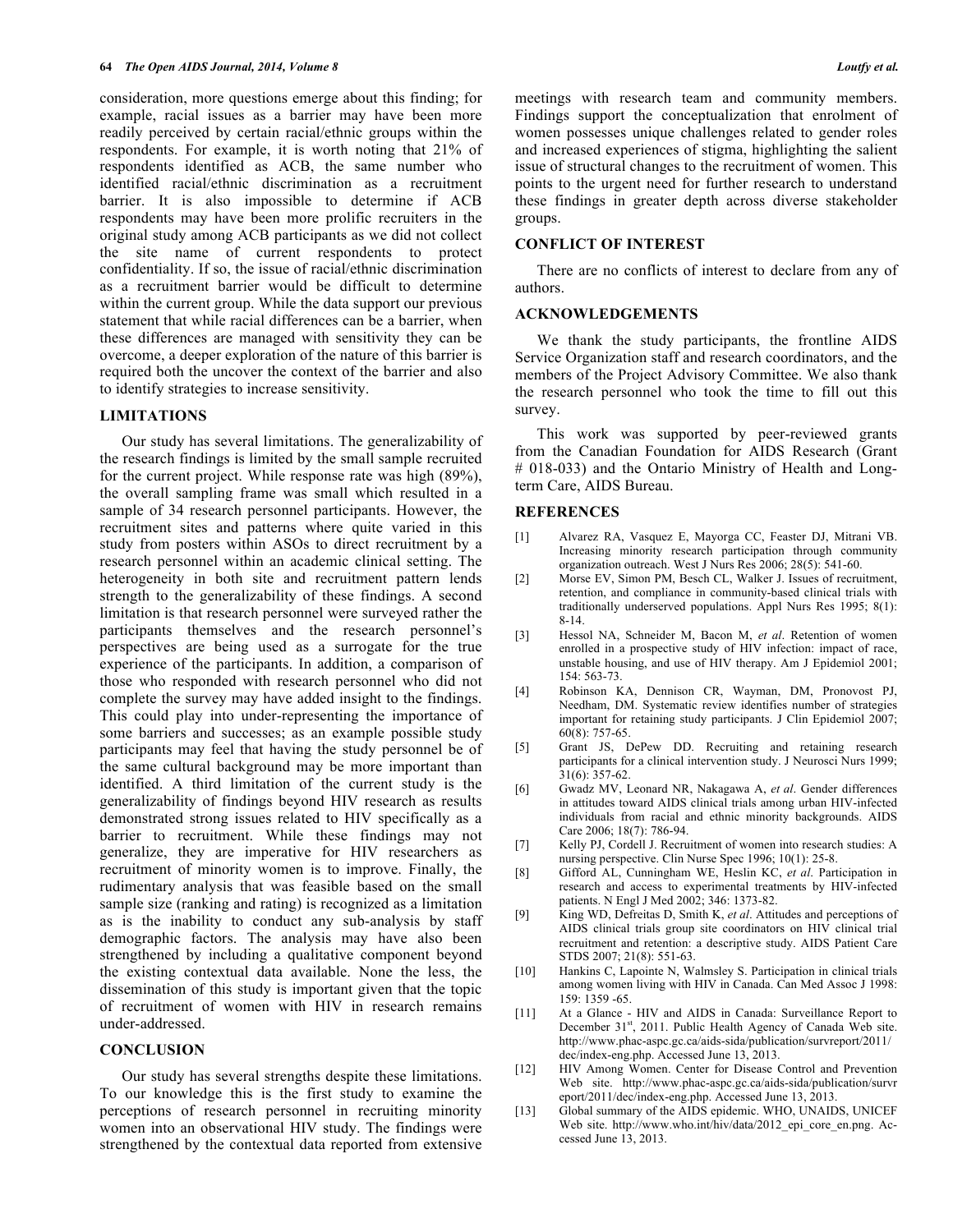consideration, more questions emerge about this finding; for example, racial issues as a barrier may have been more readily perceived by certain racial/ethnic groups within the respondents. For example, it is worth noting that 21% of respondents identified as ACB, the same number who identified racial/ethnic discrimination as a recruitment barrier. It is also impossible to determine if ACB respondents may have been more prolific recruiters in the original study among ACB participants as we did not collect the site name of current respondents to protect confidentiality. If so, the issue of racial/ethnic discrimination as a recruitment barrier would be difficult to determine within the current group. While the data support our previous statement that while racial differences can be a barrier, when these differences are managed with sensitivity they can be overcome, a deeper exploration of the nature of this barrier is required both the uncover the context of the barrier and also to identify strategies to increase sensitivity.

## LIMITATIONS

Our study has several limitations. The generalizability of the research findings is limited by the small sample recruited for the current project. While response rate was high (89%), the overall sampling frame was small which resulted in a sample of 34 research personnel participants. However, the recruitment sites and patterns where quite varied in this study from posters within ASOs to direct recruitment by a research personnel within an academic clinical setting. The heterogeneity in both site and recruitment pattern lends strength to the generalizability of these findings. A second limitation is that research personnel were surveyed rather the participants themselves and the research personnel's perspectives are being used as a surrogate for the true experience of the participants. In addition, a comparison of those who responded with research personnel who did not complete the survey may have added insight to the findings. This could play into under-representing the importance of some barriers and successes; as an example possible study participants may feel that having the study personnel be of the same cultural background may be more important than identified. A third limitation of the current study is the generalizability of findings beyond HIV research as results demonstrated strong issues related to HIV specifically as a barrier to recruitment. While these findings may not generalize, they are imperative for HIV researchers as recruitment of minority women is to improve. Finally, the rudimentary analysis that was feasible based on the small sample size (ranking and rating) is recognized as a limitation as is the inability to conduct any sub-analysis by staff demographic factors. The analysis may have also been strengthened by including a qualitative component beyond the existing contextual data available. None the less, the dissemination of this study is important given that the topic of recruitment of women with HIV in research remains under-addressed.

## CONCLUSION

Our study has several strengths despite these limitations. To our knowledge this is the first study to examine the perceptions of research personnel in recruiting minority women into an observational HIV study. The findings were strengthened by the contextual data reported from extensive meetings with research team and community members. Findings support the conceptualization that enrolment of women possesses unique challenges related to gender roles and increased experiences of stigma, highlighting the salient issue of structural changes to the recruitment of women. This points to the urgent need for further research to understand these findings in greater depth across diverse stakeholder groups.

## CONFLICT OF INTEREST

There are no conflicts of interest to declare from any of authors.

## ACKNOWLEDGEMENTS

We thank the study participants, the frontline AIDS Service Organization staff and research coordinators, and the members of the Project Advisory Committee. We also thank the research personnel who took the time to fill out this survey.

This work was supported by peer-reviewed grants from the Canadian Foundation for AIDS Research (Grant # 018-033) and the Ontario Ministry of Health and Long-term Care, AIDS Bureau.

## REFERENCES

[1] Alvarez RA, Vasquez E, Mayorga CC, Feaster DJ, Mitrani VB. Increasing minority research participation through community organization outreach. West J Nurs Res 2006; 28(5): 541-60.

[2] Morse EV, Simon PM, Besch CL, Walker J. Issues of recruitment, retention, and compliance in community-based clinical trials with traditionally underserved populations. Appl Nurs Res 1995; 8(1): 8-14.

[3] Hessol NA, Schneider M, Bacon M, *et al*. Retention of women enrolled in a prospective study of HIV infection: impact of race, unstable housing, and use of HIV therapy. Am J Epidemiol 2001; 154: 563-73.

[4] Robinson KA, Dennison CR, Wayman, DM, Pronovost PJ, Needham, DM. Systematic review identifies number of strategies important for retaining study participants. J Clin Epidemiol 2007; 60(8): 757-65.

[5] Grant JS, DePew DD. Recruiting and retaining research participants for a clinical intervention study. J Neurosci Nurs 1999; 31(6): 357-62.

[6] Gwadz MV, Leonard NR, Nakagawa A, *et al*. Gender differences in attitudes toward AIDS clinical trials among urban HIV-infected individuals from racial and ethnic minority backgrounds. AIDS Care 2006; 18(7): 786-94.

[7] Kelly PJ, Cordell J. Recruitment of women into research studies: A nursing perspective. Clin Nurse Spec 1996; 10(1): 25-8.

[8] Gifford AL, Cunningham WE, Heslin KC, *et al*. Participation in research and access to experimental treatments by HIV-infected patients. N Engl J Med 2002; 346: 1373-82.

[9] King WD, Defreitas D, Smith K, *et al*. Attitudes and perceptions of AIDS clinical trials group site coordinators on HIV clinical trial recruitment and retention: a descriptive study. AIDS Patient Care STDS 2007; 21(8): 551-63.

[10] Hankins C, Lapointe N, Walmsley S. Participation in clinical trials among women living with HIV in Canada. Can Med Assoc J 1998: 159: 1359 -65.

[11] At a Glance - HIV and AIDS in Canada: Surveillance Report to December 31st, 2011. Public Health Agency of Canada Web site. http://www.phac-aspc.gc.ca/aids-sida/publication/survreport/2011/dec/index-eng.php. Accessed June 13, 2013.

[12] HIV Among Women. Center for Disease Control and Prevention Web site. http://www.phac-aspc.gc.ca/aids-sida/publication/survreport/2011/dec/index-eng.php. Accessed June 13, 2013.

[13] Global summary of the AIDS epidemic. WHO, UNAIDS, UNICEF Web site. http://www.who.int/hiv/data/2012_epi_core_en.png. Accessed June 13, 2013.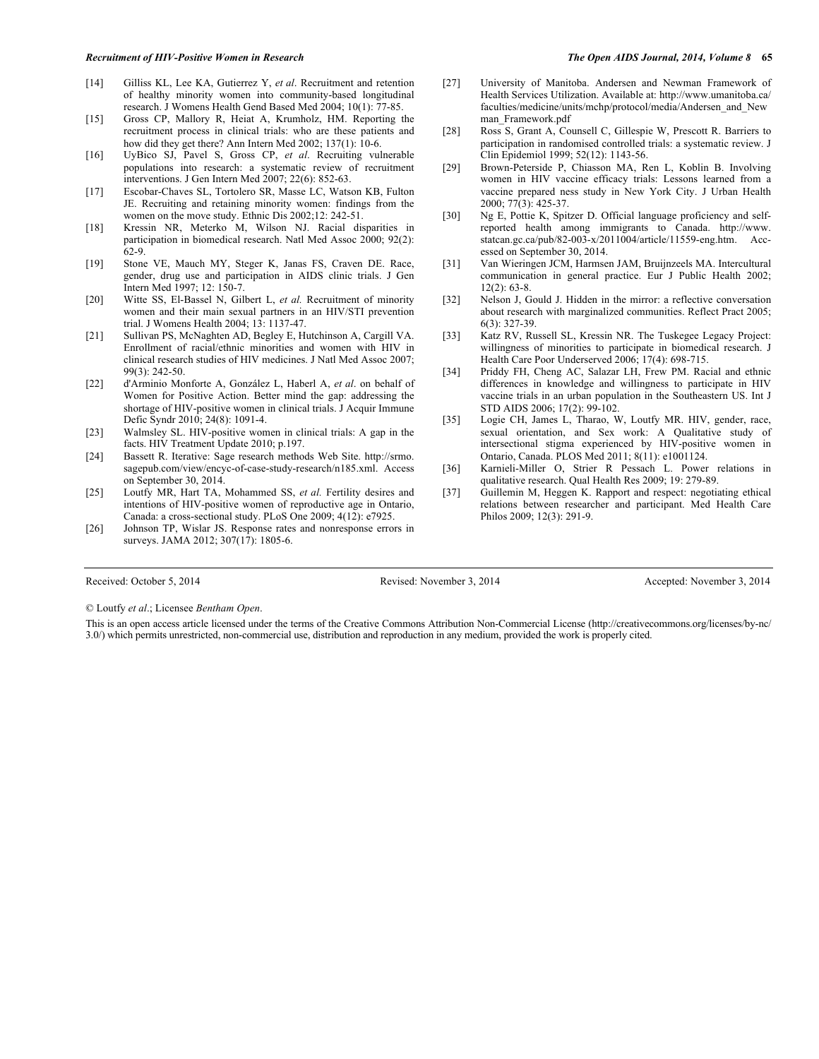[14] Gilliss KL, Lee KA, Gutierrez Y, *et al*. Recruitment and retention of healthy minority women into community-based longitudinal research. J Womens Health Gend Based Med 2004; 10(1): 77-85.

[15] Gross CP, Mallory R, Heiat A, Krumholz, HM. Reporting the recruitment process in clinical trials: who are these patients and how did they get there? Ann Intern Med 2002; 137(1): 10-6.

[16] UyBico SJ, Pavel S, Gross CP, *et al*. Recruiting vulnerable populations into research: a systematic review of recruitment interventions. J Gen Intern Med 2007; 22(6): 852-63.

[17] Escobar-Chaves SL, Tortolero SR, Masse LC, Watson KB, Fulton JE. Recruiting and retaining minority women: findings from the women on the move study. Ethnic Dis 2002;12: 242-51.

[18] Kressin NR, Meterko M, Wilson NJ. Racial disparities in participation in biomedical research. Natl Med Assoc 2000; 92(2): 62-9.

[19] Stone VE, Mauch MY, Steger K, Janas FS, Craven DE. Race, gender, drug use and participation in AIDS clinic trials. J Gen Intern Med 1997; 12: 150-7.

[20] Witte SS, El-Bassel N, Gilbert L, *et al.* Recruitment of minority women and their main sexual partners in an HIV/STI prevention trial. J Womens Health 2004; 13: 1137-47.

[21] Sullivan PS, McNaghten AD, Begley E, Hutchinson A, Cargill VA. Enrollment of racial/ethnic minorities and women with HIV in clinical research studies of HIV medicines. J Natl Med Assoc 2007; 99(3): 242-50.

[22] d'Arminio Monforte A, González L, Haberl A, *et al*. on behalf of Women for Positive Action. Better mind the gap: addressing the shortage of HIV-positive women in clinical trials. J Acquir Immune Defic Syndr 2010; 24(8): 1091-4.

[23] Walmsley SL. HIV-positive women in clinical trials: A gap in the facts. HIV Treatment Update 2010; p.197.

[24] Bassett R. Iterative: Sage research methods Web Site. http://srmo.sagepub.com/view/encyc-of-case-study-research/n185.xml. Access on September 30, 2014.

[25] Loutfy MR, Hart TA, Mohammed SS, *et al.* Fertility desires and intentions of HIV-positive women of reproductive age in Ontario, Canada: a cross-sectional study. PLoS One 2009; 4(12): e7925.

[26] Johnson TP, Wislar JS. Response rates and nonresponse errors in surveys. JAMA 2012; 307(17): 1805-6.

[27] University of Manitoba. Andersen and Newman Framework of Health Services Utilization. Available at: http://www.umanitoba.ca/faculties/medicine/units/mchp/protocol/media/Andersen_and_Newman_Framework.pdf

[28] Ross S, Grant A, Counsell C, Gillespie W, Prescott R. Barriers to participation in randomised controlled trials: a systematic review. J Clin Epidemiol 1999; 52(12): 1143-56.

[29] Brown-Peterside P, Chiasson MA, Ren L, Koblin B. Involving women in HIV vaccine efficacy trials: Lessons learned from a vaccine prepared ness study in New York City. J Urban Health 2000; 77(3): 425-37.

[30] Ng E, Pottie K, Spitzer D. Official language proficiency and self-reported health among immigrants to Canada. http://www.statcan.gc.ca/pub/82-003-x/2011004/article/11559-eng.htm. Accessed on September 30, 2014.

[31] Van Wieringen JCM, Harmsen JAM, Bruijnzeels MA. Intercultural communication in general practice. Eur J Public Health 2002; 12(2): 63-8.

[32] Nelson J, Gould J. Hidden in the mirror: a reflective conversation about research with marginalized communities. Reflect Pract 2005; 6(3): 327-39.

[33] Katz RV, Russell SL, Kressin NR. The Tuskegee Legacy Project: willingness of minorities to participate in biomedical research. J Health Care Poor Underserved 2006; 17(4): 698-715.

[34] Priddy FH, Cheng AC, Salazar LH, Frew PM. Racial and ethnic differences in knowledge and willingness to participate in HIV vaccine trials in an urban population in the Southeastern US. Int J STD AIDS 2006; 17(2): 99-102.

[35] Logie CH, James L, Tharao, W, Loutfy MR. HIV, gender, race, sexual orientation, and Sex work: A Qualitative study of intersectional stigma experienced by HIV-positive women in Ontario, Canada. PLOS Med 2011; 8(11): e1001124.

[36] Karnieli-Miller O, Strier R Pessach L. Power relations in qualitative research. Qual Health Res 2009; 19: 279-89.

[37] Guillemin M, Heggen K. Rapport and respect: negotiating ethical relations between researcher and participant. Med Health Care Philos 2009; 12(3): 291-9.

Received: October 5, 2014 Revised: November 3, 2014 Accepted: November 3, 2014

© Loutfy *et al*.; Licensee *Bentham Open*.

This is an open access article licensed under the terms of the Creative Commons Attribution Non-Commercial License (http://creativecommons.org/licenses/by-nc/3.0/) which permits unrestricted, non-commercial use, distribution and reproduction in any medium, provided the work is properly cited.